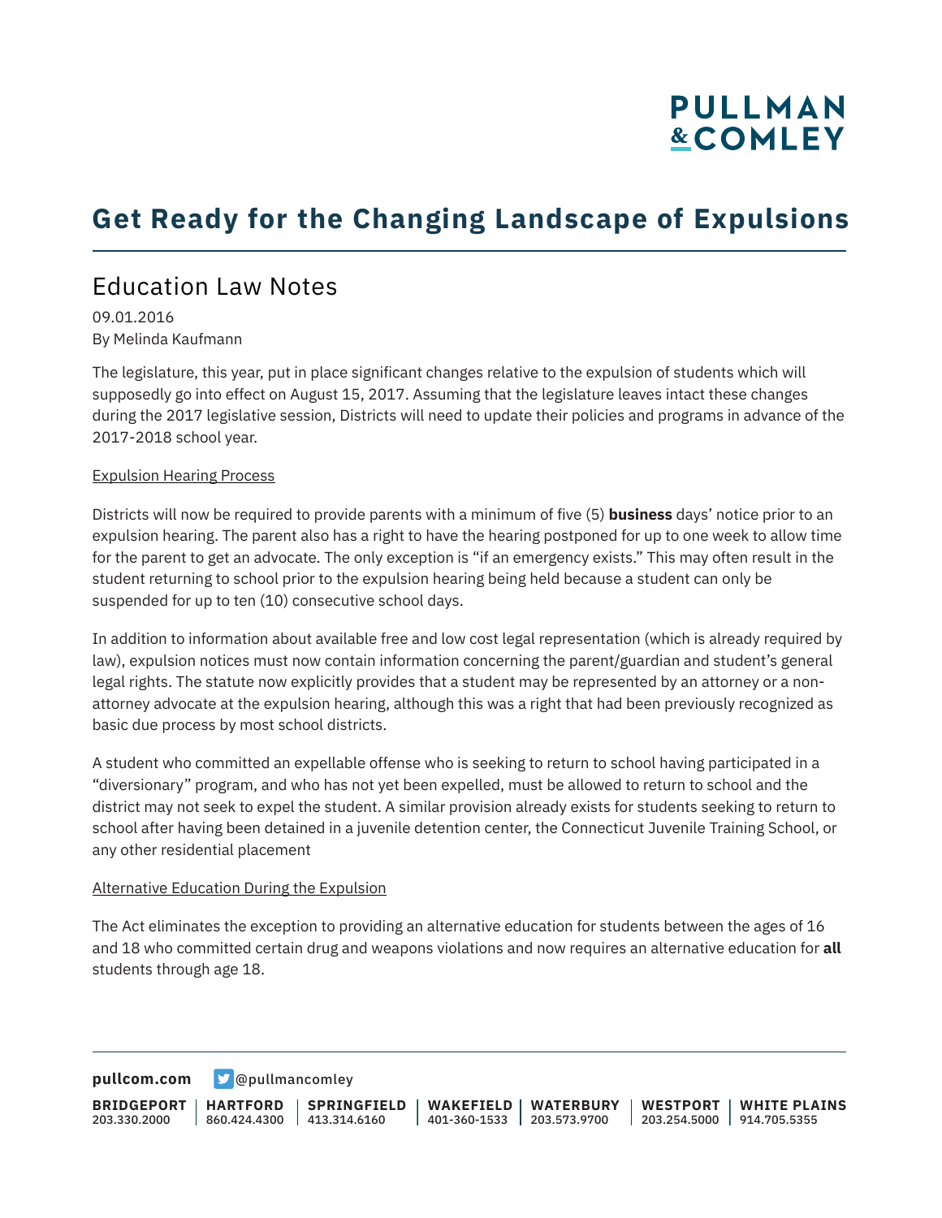# Get Ready for the Changing Landscape of Expulsions

## Education Law Notes

09.01.2016
By Melinda Kaufmann

The legislature, this year, put in place significant changes relative to the expulsion of students which will supposedly go into effect on August 15, 2017. Assuming that the legislature leaves intact these changes during the 2017 legislative session, Districts will need to update their policies and programs in advance of the 2017-2018 school year.

<u>Expulsion Hearing Process</u>

Districts will now be required to provide parents with a minimum of five (5) **business** days' notice prior to an expulsion hearing. The parent also has a right to have the hearing postponed for up to one week to allow time for the parent to get an advocate. The only exception is "if an emergency exists." This may often result in the student returning to school prior to the expulsion hearing being held because a student can only be suspended for up to ten (10) consecutive school days.

In addition to information about available free and low cost legal representation (which is already required by law), expulsion notices must now contain information concerning the parent/guardian and student's general legal rights. The statute now explicitly provides that a student may be represented by an attorney or a non-attorney advocate at the expulsion hearing, although this was a right that had been previously recognized as basic due process by most school districts.

A student who committed an expellable offense who is seeking to return to school having participated in a "diversionary" program, and who has not yet been expelled, must be allowed to return to school and the district may not seek to expel the student. A similar provision already exists for students seeking to return to school after having been detained in a juvenile detention center, the Connecticut Juvenile Training School, or any other residential placement

<u>Alternative Education During the Expulsion</u>

The Act eliminates the exception to providing an alternative education for students between the ages of 16 and 18 who committed certain drug and weapons violations and now requires an alternative education for **all** students through age 18.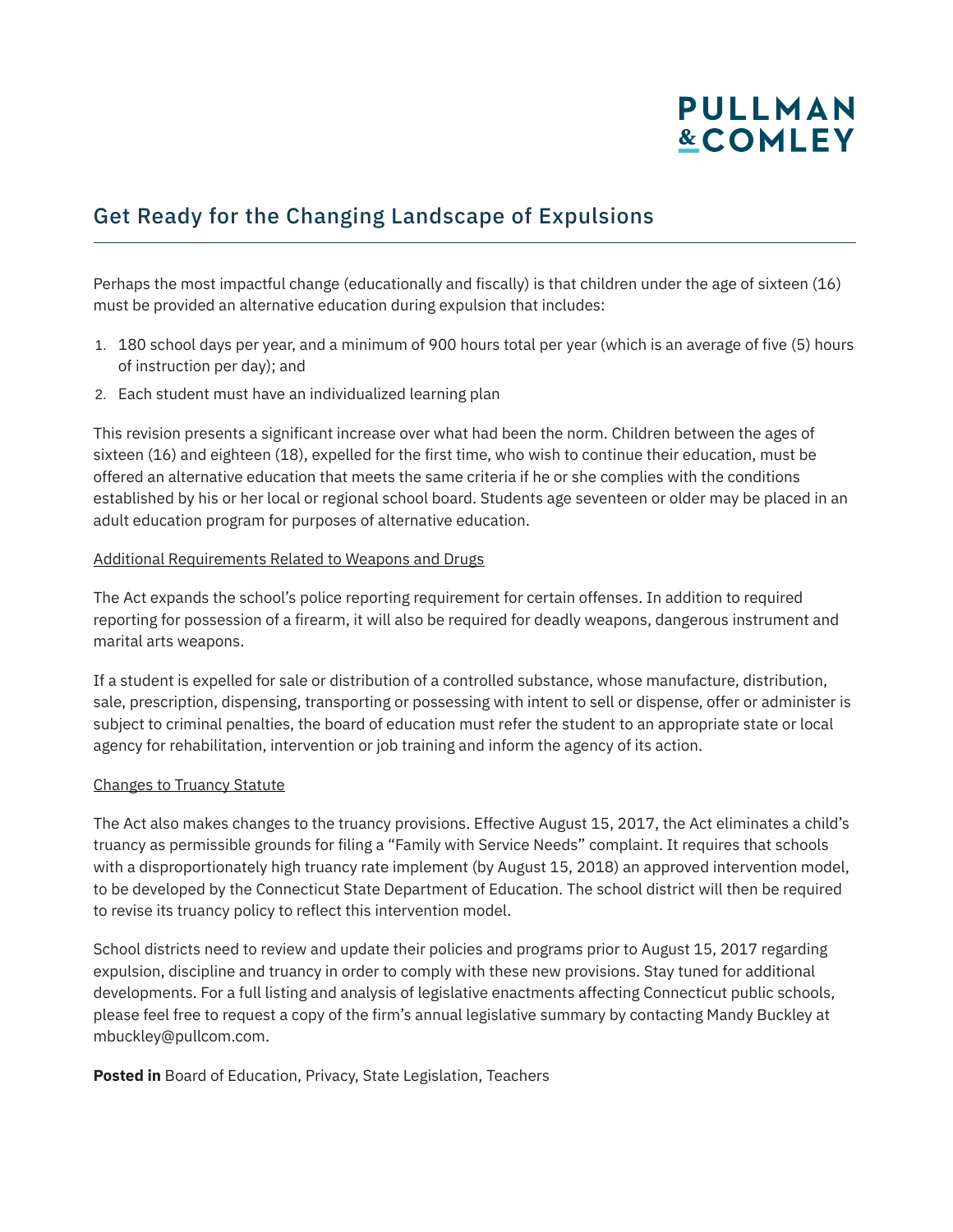## Get Ready for the Changing Landscape of Expulsions

Perhaps the most impactful change (educationally and fiscally) is that children under the age of sixteen (16) must be provided an alternative education during expulsion that includes:

1. 180 school days per year, and a minimum of 900 hours total per year (which is an average of five (5) hours of instruction per day); and
2. Each student must have an individualized learning plan

This revision presents a significant increase over what had been the norm. Children between the ages of sixteen (16) and eighteen (18), expelled for the first time, who wish to continue their education, must be offered an alternative education that meets the same criteria if he or she complies with the conditions established by his or her local or regional school board. Students age seventeen or older may be placed in an adult education program for purposes of alternative education.

<u>Additional Requirements Related to Weapons and Drugs</u>

The Act expands the school's police reporting requirement for certain offenses. In addition to required reporting for possession of a firearm, it will also be required for deadly weapons, dangerous instrument and marital arts weapons.

If a student is expelled for sale or distribution of a controlled substance, whose manufacture, distribution, sale, prescription, dispensing, transporting or possessing with intent to sell or dispense, offer or administer is subject to criminal penalties, the board of education must refer the student to an appropriate state or local agency for rehabilitation, intervention or job training and inform the agency of its action.

<u>Changes to Truancy Statute</u>

The Act also makes changes to the truancy provisions. Effective August 15, 2017, the Act eliminates a child's truancy as permissible grounds for filing a "Family with Service Needs" complaint. It requires that schools with a disproportionately high truancy rate implement (by August 15, 2018) an approved intervention model, to be developed by the Connecticut State Department of Education. The school district will then be required to revise its truancy policy to reflect this intervention model.

School districts need to review and update their policies and programs prior to August 15, 2017 regarding expulsion, discipline and truancy in order to comply with these new provisions. Stay tuned for additional developments. For a full listing and analysis of legislative enactments affecting Connecticut public schools, please feel free to request a copy of the firm's annual legislative summary by contacting Mandy Buckley at mbuckley@pullcom.com.

**Posted in** Board of Education, Privacy, State Legislation, Teachers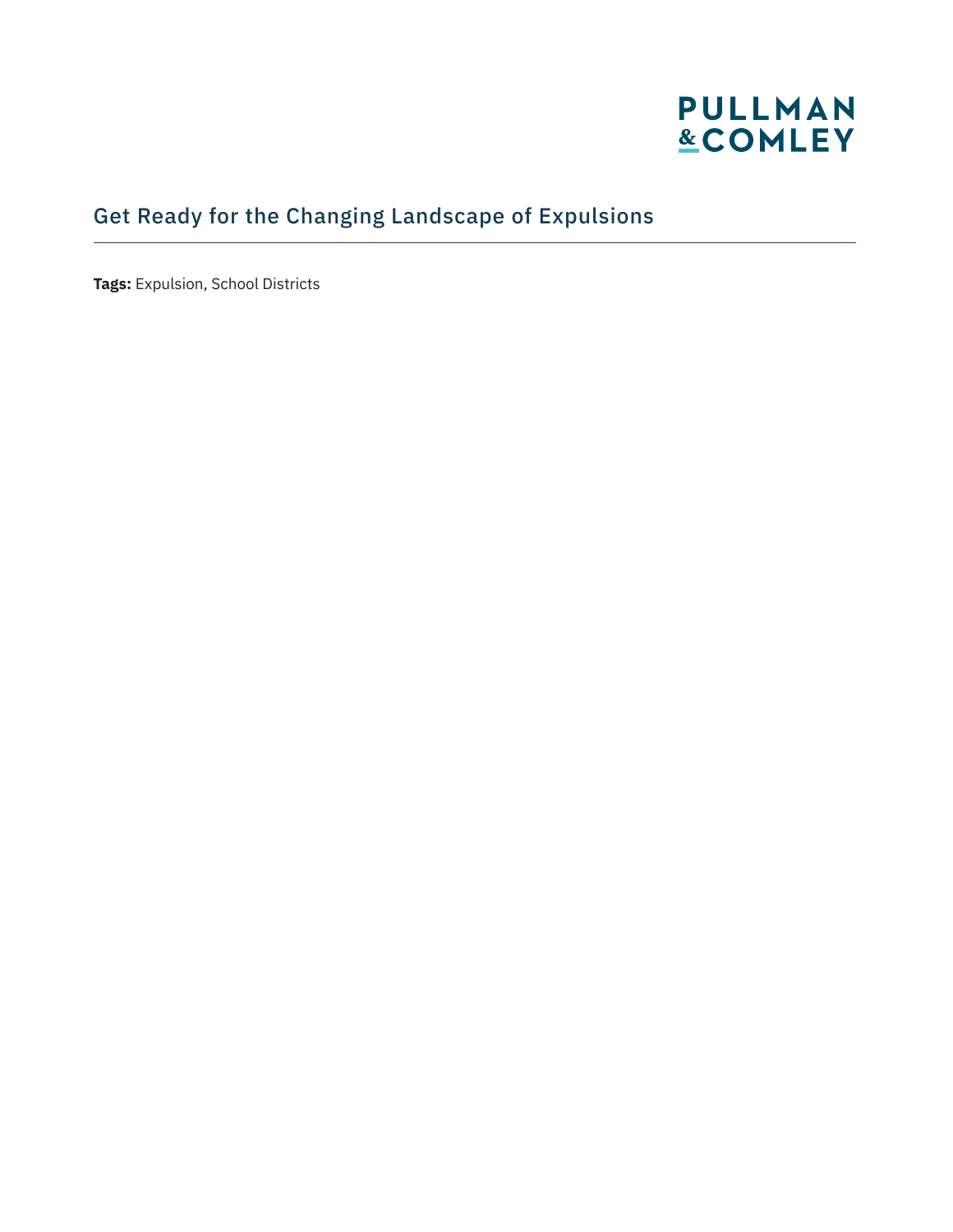# Get Ready for the Changing Landscape of Expulsions

**Tags:** Expulsion, School Districts